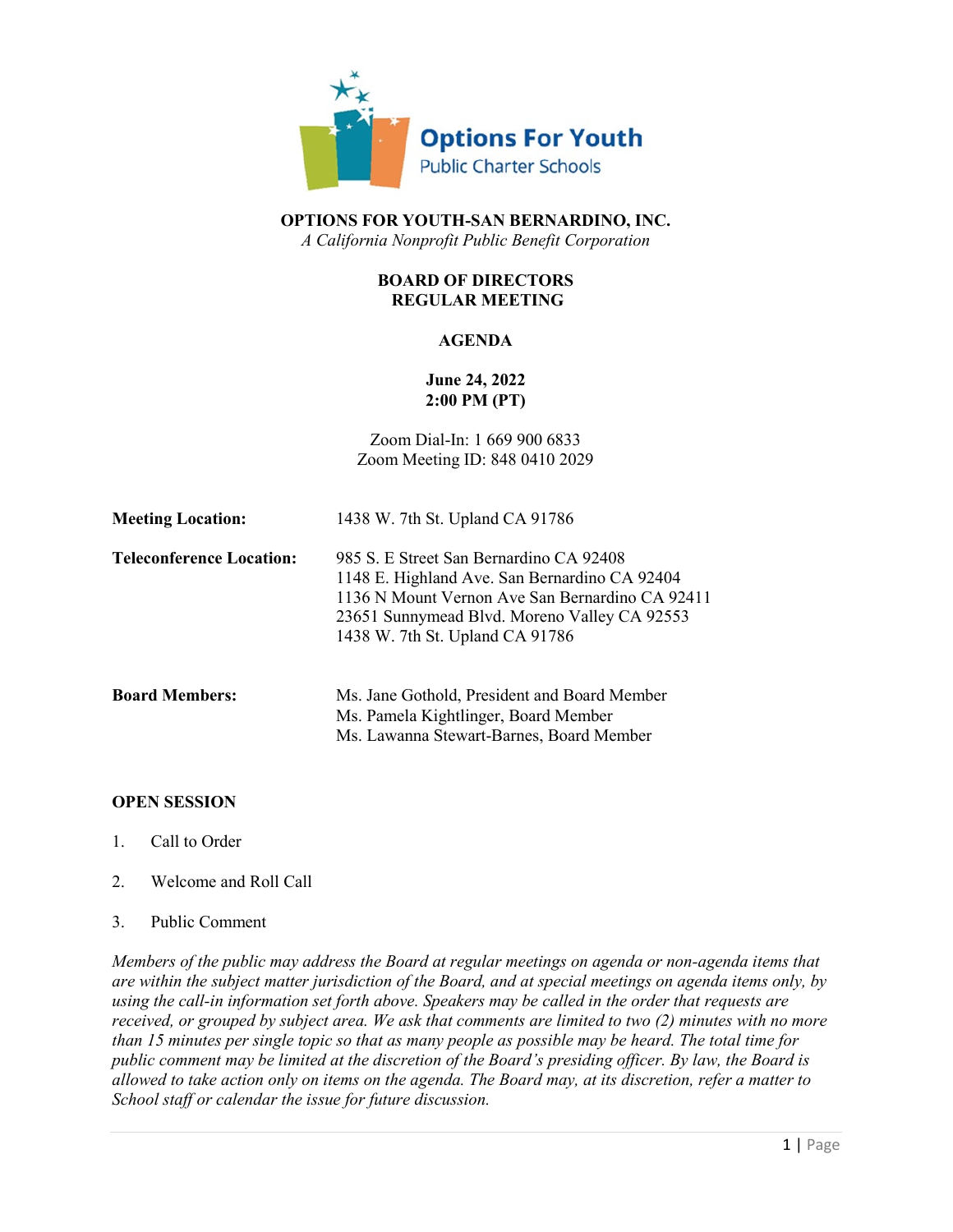**OPTIONS FOR YOUTH-SAN BERNARDINO, INC.**
*A California Nonprofit Public Benefit Corporation*

**BOARD OF DIRECTORS**
**REGULAR MEETING**

**AGENDA**

**June 24, 2022**
**2:00 PM (PT)**

Zoom Dial-In: 1 669 900 6833
Zoom Meeting ID: 848 0410 2029

**Meeting Location:** 1438 W. 7th St. Upland CA 91786

**Teleconference Location:**
985 S. E Street San Bernardino CA 92408
1148 E. Highland Ave. San Bernardino CA 92404
1136 N Mount Vernon Ave San Bernardino CA 92411
23651 Sunnymead Blvd. Moreno Valley CA 92553
1438 W. 7th St. Upland CA 91786

**Board Members:**
Ms. Jane Gothold, President and Board Member
Ms. Pamela Kightlinger, Board Member
Ms. Lawanna Stewart-Barnes, Board Member

**OPEN SESSION**

1. Call to Order

2. Welcome and Roll Call

3. Public Comment

*Members of the public may address the Board at regular meetings on agenda or non-agenda items that are within the subject matter jurisdiction of the Board, and at special meetings on agenda items only, by using the call-in information set forth above. Speakers may be called in the order that requests are received, or grouped by subject area. We ask that comments are limited to two (2) minutes with no more than 15 minutes per single topic so that as many people as possible may be heard. The total time for public comment may be limited at the discretion of the Board's presiding officer. By law, the Board is allowed to take action only on items on the agenda. The Board may, at its discretion, refer a matter to School staff or calendar the issue for future discussion.*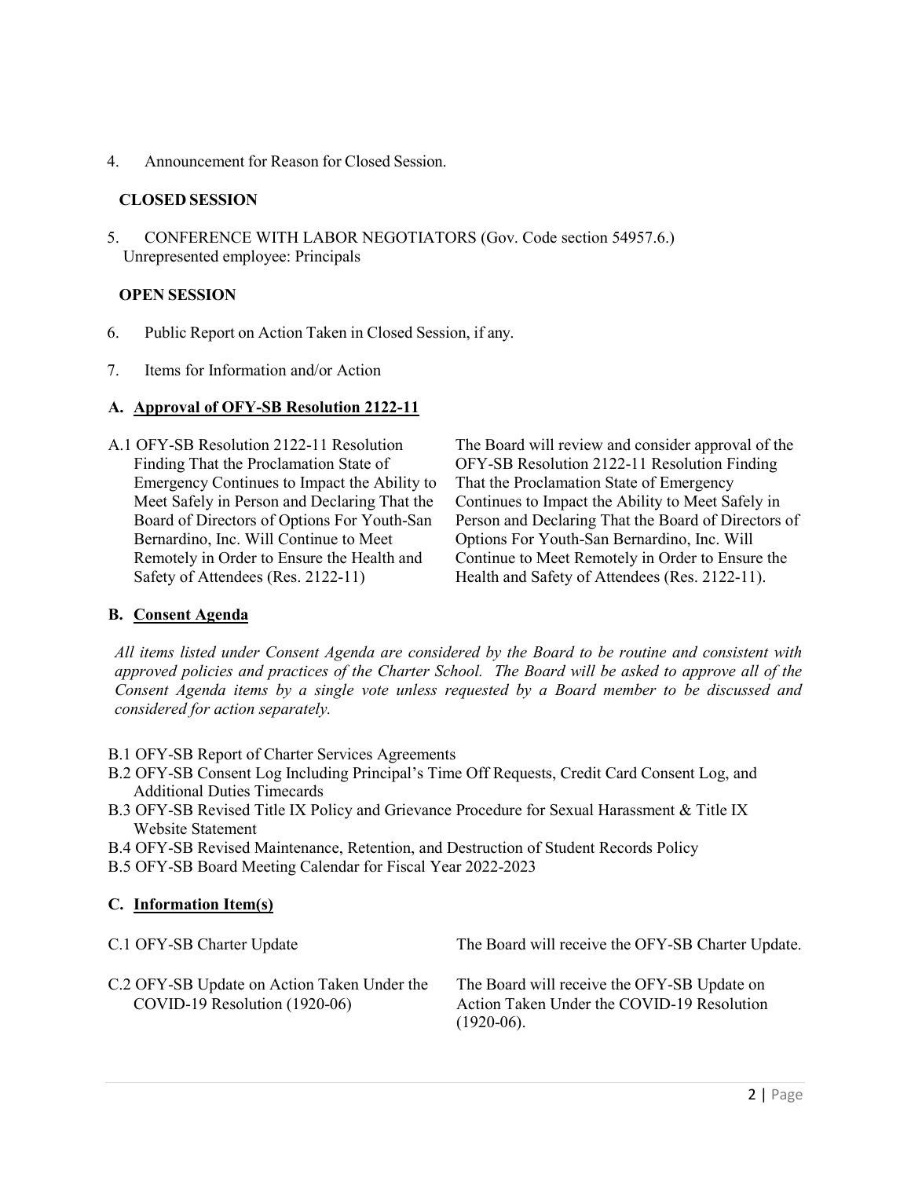4. Announcement for Reason for Closed Session.

**CLOSED SESSION**

5. CONFERENCE WITH LABOR NEGOTIATORS (Gov. Code section 54957.6.)
   Unrepresented employee: Principals

**OPEN SESSION**

6. Public Report on Action Taken in Closed Session, if any.

7. Items for Information and/or Action

**A. Approval of OFY-SB Resolution 2122-11**

| | |
|---|---|
| A.1 OFY-SB Resolution 2122-11 Resolution Finding That the Proclamation State of Emergency Continues to Impact the Ability to Meet Safely in Person and Declaring That the Board of Directors of Options For Youth-San Bernardino, Inc. Will Continue to Meet Remotely in Order to Ensure the Health and Safety of Attendees (Res. 2122-11) | The Board will review and consider approval of the OFY-SB Resolution 2122-11 Resolution Finding That the Proclamation State of Emergency Continues to Impact the Ability to Meet Safely in Person and Declaring That the Board of Directors of Options For Youth-San Bernardino, Inc. Will Continue to Meet Remotely in Order to Ensure the Health and Safety of Attendees (Res. 2122-11). |

**B. Consent Agenda**

*All items listed under Consent Agenda are considered by the Board to be routine and consistent with approved policies and practices of the Charter School. The Board will be asked to approve all of the Consent Agenda items by a single vote unless requested by a Board member to be discussed and considered for action separately.*

- B.1 OFY-SB Report of Charter Services Agreements
- B.2 OFY-SB Consent Log Including Principal's Time Off Requests, Credit Card Consent Log, and Additional Duties Timecards
- B.3 OFY-SB Revised Title IX Policy and Grievance Procedure for Sexual Harassment & Title IX Website Statement
- B.4 OFY-SB Revised Maintenance, Retention, and Destruction of Student Records Policy
- B.5 OFY-SB Board Meeting Calendar for Fiscal Year 2022-2023

**C. Information Item(s)**

| | |
|---|---|
| C.1 OFY-SB Charter Update | The Board will receive the OFY-SB Charter Update. |
| C.2 OFY-SB Update on Action Taken Under the COVID-19 Resolution (1920-06) | The Board will receive the OFY-SB Update on Action Taken Under the COVID-19 Resolution (1920-06). |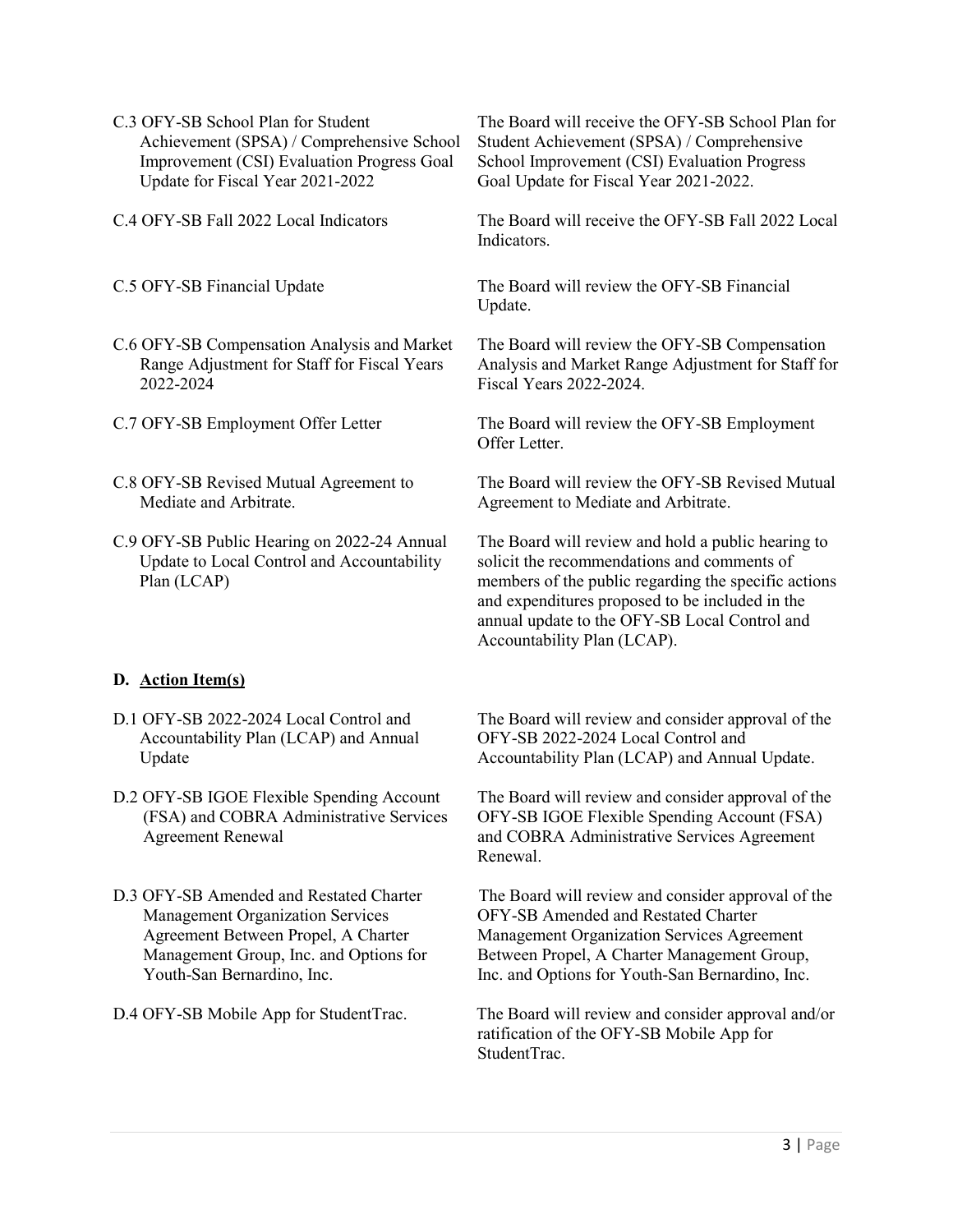C.3 OFY-SB School Plan for Student Achievement (SPSA) / Comprehensive School Improvement (CSI) Evaluation Progress Goal Update for Fiscal Year 2021-2022

The Board will receive the OFY-SB School Plan for Student Achievement (SPSA) / Comprehensive School Improvement (CSI) Evaluation Progress Goal Update for Fiscal Year 2021-2022.

C.4 OFY-SB Fall 2022 Local Indicators

The Board will receive the OFY-SB Fall 2022 Local Indicators.

C.5 OFY-SB Financial Update

The Board will review the OFY-SB Financial Update.

C.6 OFY-SB Compensation Analysis and Market Range Adjustment for Staff for Fiscal Years 2022-2024

The Board will review the OFY-SB Compensation Analysis and Market Range Adjustment for Staff for Fiscal Years 2022-2024.

C.7 OFY-SB Employment Offer Letter

The Board will review the OFY-SB Employment Offer Letter.

C.8 OFY-SB Revised Mutual Agreement to Mediate and Arbitrate.

The Board will review the OFY-SB Revised Mutual Agreement to Mediate and Arbitrate.

C.9 OFY-SB Public Hearing on 2022-24 Annual Update to Local Control and Accountability Plan (LCAP)

The Board will review and hold a public hearing to solicit the recommendations and comments of members of the public regarding the specific actions and expenditures proposed to be included in the annual update to the OFY-SB Local Control and Accountability Plan (LCAP).

## D. <u>Action Item(s)</u>

D.1 OFY-SB 2022-2024 Local Control and Accountability Plan (LCAP) and Annual Update

The Board will review and consider approval of the OFY-SB 2022-2024 Local Control and Accountability Plan (LCAP) and Annual Update.

D.2 OFY-SB IGOE Flexible Spending Account (FSA) and COBRA Administrative Services Agreement Renewal

The Board will review and consider approval of the OFY-SB IGOE Flexible Spending Account (FSA) and COBRA Administrative Services Agreement Renewal.

D.3 OFY-SB Amended and Restated Charter Management Organization Services Agreement Between Propel, A Charter Management Group, Inc. and Options for Youth-San Bernardino, Inc.

The Board will review and consider approval of the OFY-SB Amended and Restated Charter Management Organization Services Agreement Between Propel, A Charter Management Group, Inc. and Options for Youth-San Bernardino, Inc.

D.4 OFY-SB Mobile App for StudentTrac.

The Board will review and consider approval and/or ratification of the OFY-SB Mobile App for StudentTrac.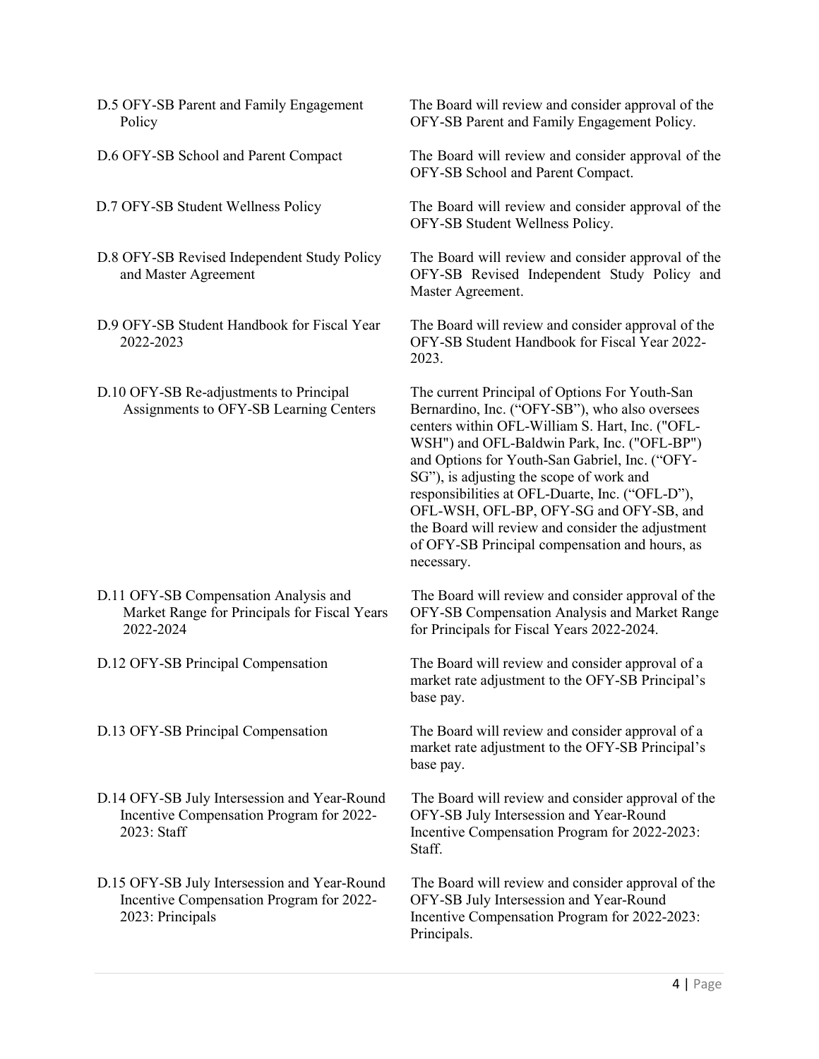| | |
|---|---|
| D.5 OFY-SB Parent and Family Engagement Policy | The Board will review and consider approval of the OFY-SB Parent and Family Engagement Policy. |
| D.6 OFY-SB School and Parent Compact | The Board will review and consider approval of the OFY-SB School and Parent Compact. |
| D.7 OFY-SB Student Wellness Policy | The Board will review and consider approval of the OFY-SB Student Wellness Policy. |
| D.8 OFY-SB Revised Independent Study Policy and Master Agreement | The Board will review and consider approval of the OFY-SB Revised Independent Study Policy and Master Agreement. |
| D.9 OFY-SB Student Handbook for Fiscal Year 2022-2023 | The Board will review and consider approval of the OFY-SB Student Handbook for Fiscal Year 2022-2023. |
| D.10 OFY-SB Re-adjustments to Principal Assignments to OFY-SB Learning Centers | The current Principal of Options For Youth-San Bernardino, Inc. ("OFY-SB"), who also oversees centers within OFL-William S. Hart, Inc. ("OFL-WSH") and OFL-Baldwin Park, Inc. ("OFL-BP") and Options for Youth-San Gabriel, Inc. ("OFY-SG"), is adjusting the scope of work and responsibilities at OFL-Duarte, Inc. ("OFL-D"), OFL-WSH, OFL-BP, OFY-SG and OFY-SB, and the Board will review and consider the adjustment of OFY-SB Principal compensation and hours, as necessary. |
| D.11 OFY-SB Compensation Analysis and Market Range for Principals for Fiscal Years 2022-2024 | The Board will review and consider approval of the OFY-SB Compensation Analysis and Market Range for Principals for Fiscal Years 2022-2024. |
| D.12 OFY-SB Principal Compensation | The Board will review and consider approval of a market rate adjustment to the OFY-SB Principal's base pay. |
| D.13 OFY-SB Principal Compensation | The Board will review and consider approval of a market rate adjustment to the OFY-SB Principal's base pay. |
| D.14 OFY-SB July Intersession and Year-Round Incentive Compensation Program for 2022-2023: Staff | The Board will review and consider approval of the OFY-SB July Intersession and Year-Round Incentive Compensation Program for 2022-2023: Staff. |
| D.15 OFY-SB July Intersession and Year-Round Incentive Compensation Program for 2022-2023: Principals | The Board will review and consider approval of the OFY-SB July Intersession and Year-Round Incentive Compensation Program for 2022-2023: Principals. |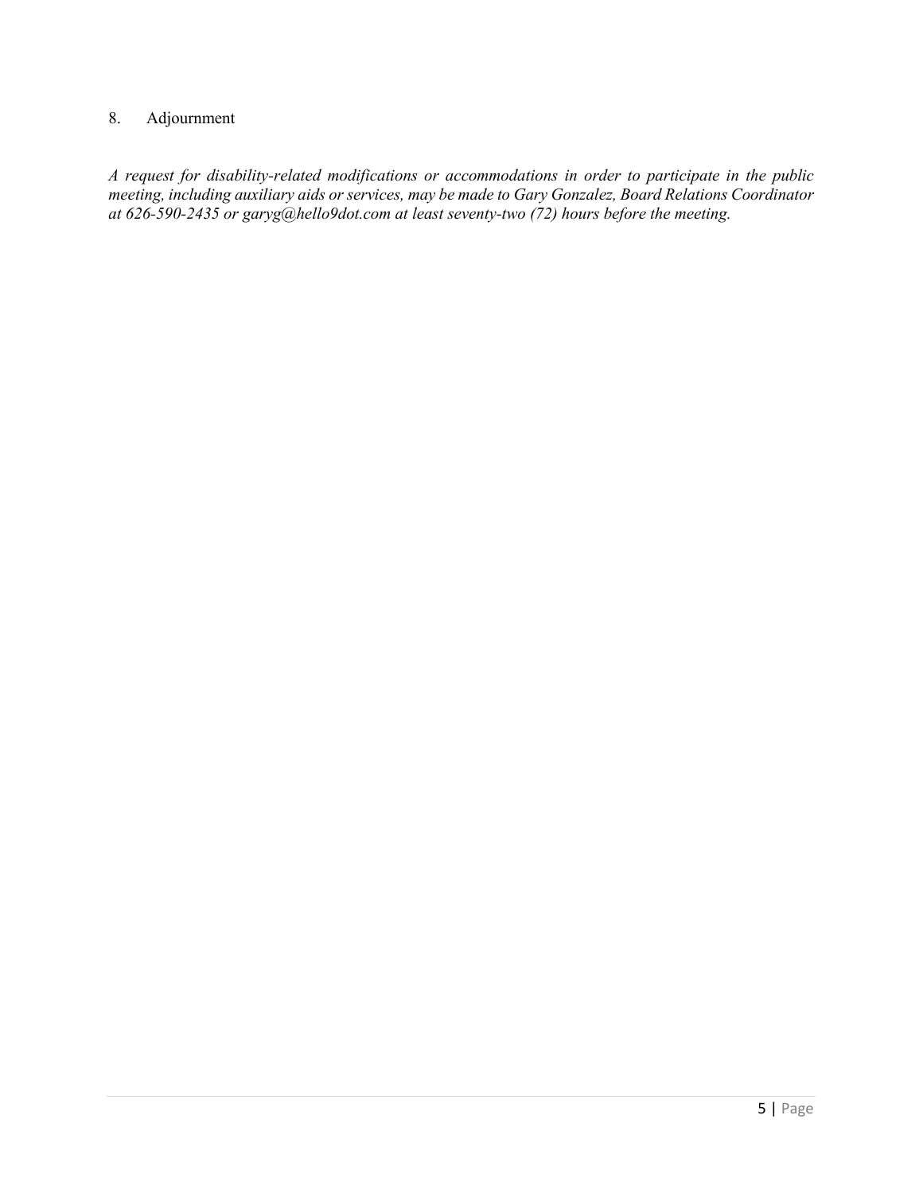8. Adjournment

*A request for disability-related modifications or accommodations in order to participate in the public meeting, including auxiliary aids or services, may be made to Gary Gonzalez, Board Relations Coordinator at 626-590-2435 or garyg@hello9dot.com at least seventy-two (72) hours before the meeting.*